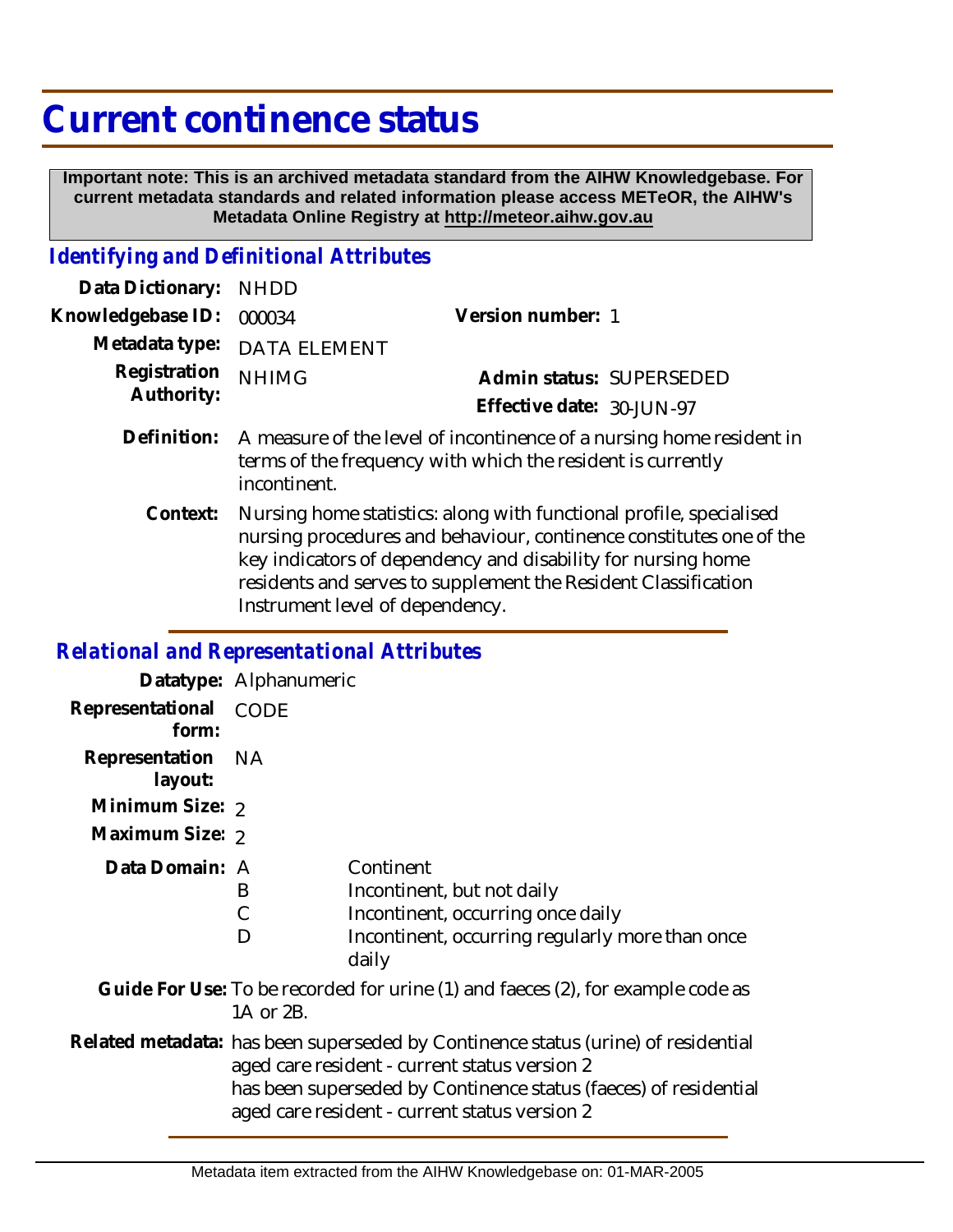# Current continence status

**Important note: This is an archived metadata standard from the AIHW Knowledgebase. For current metadata standards and related information please access METeOR, the AIHW's Metadata Online Registry at http://meteor.aihw.gov.au**

## *Identifying and Definitional Attributes*

**Data Dictionary:** NHDD

**Knowledgebase ID:** 000034 **Version number:** 1

**Metadata type:** DATA ELEMENT

**Registration Authority:** NHIMG **Admin status:** SUPERSEDED

**Effective date:** 30-JUN-97

**Definition:** A measure of the level of incontinence of a nursing home resident in terms of the frequency with which the resident is currently incontinent.

**Context:** Nursing home statistics: along with functional profile, specialised nursing procedures and behaviour, continence constitutes one of the key indicators of dependency and disability for nursing home residents and serves to supplement the Resident Classification Instrument level of dependency.

## *Relational and Representational Attributes*

**Datatype:** Alphanumeric

**Representational form:** CODE

**Representation layout:** NA

**Minimum Size:** 2

**Maximum Size:** 2

**Data Domain:**

| Code | Description |
|---|---|
| A | Continent |
| B | Incontinent, but not daily |
| C | Incontinent, occurring once daily |
| D | Incontinent, occurring regularly more than once daily |

**Guide For Use:** To be recorded for urine (1) and faeces (2), for example code as 1A or 2B.

**Related metadata:** has been superseded by Continence status (urine) of residential aged care resident - current status version 2
has been superseded by Continence status (faeces) of residential aged care resident - current status version 2

Metadata item extracted from the AIHW Knowledgebase on: 01-MAR-2005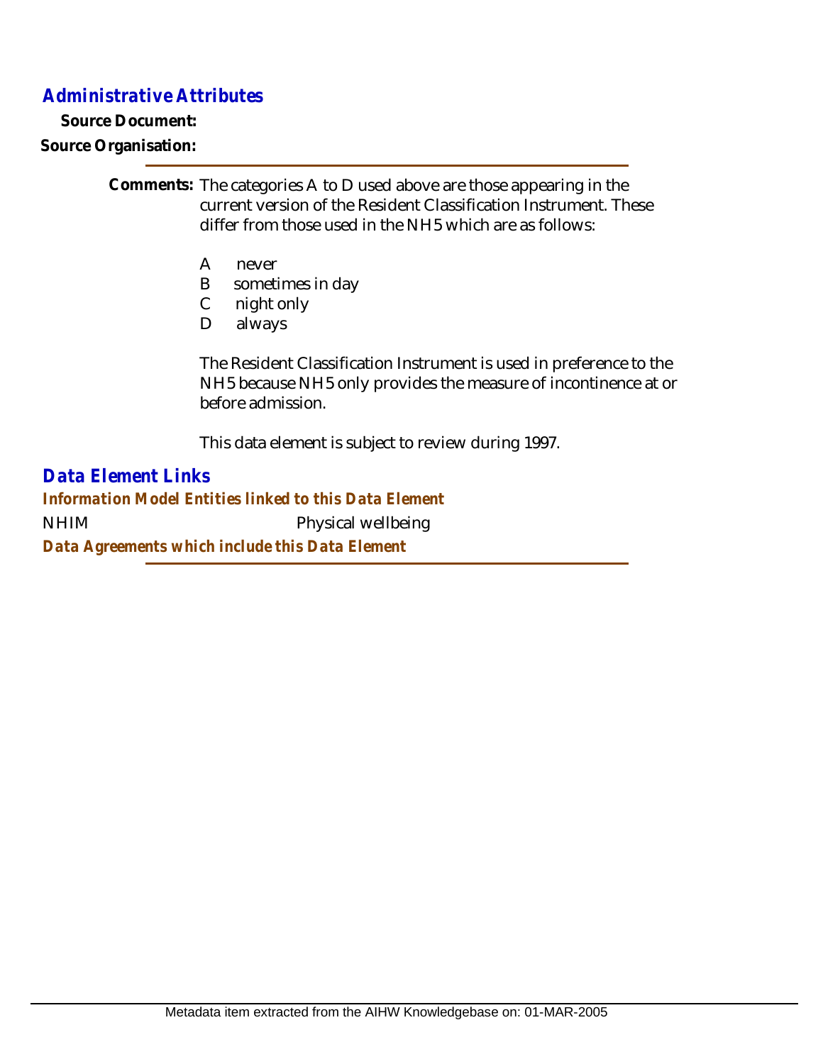## Administrative Attributes

**Source Document:**

**Source Organisation:**

**Comments:** The categories A to D used above are those appearing in the current version of the Resident Classification Instrument. These differ from those used in the NH5 which are as follows:

A never
B sometimes in day
C night only
D always

The Resident Classification Instrument is used in preference to the NH5 because NH5 only provides the measure of incontinence at or before admission.

This data element is subject to review during 1997.

## Data Element Links

### Information Model Entities linked to this Data Element

NHIM Physical wellbeing

### Data Agreements which include this Data Element

Metadata item extracted from the AIHW Knowledgebase on: 01-MAR-2005